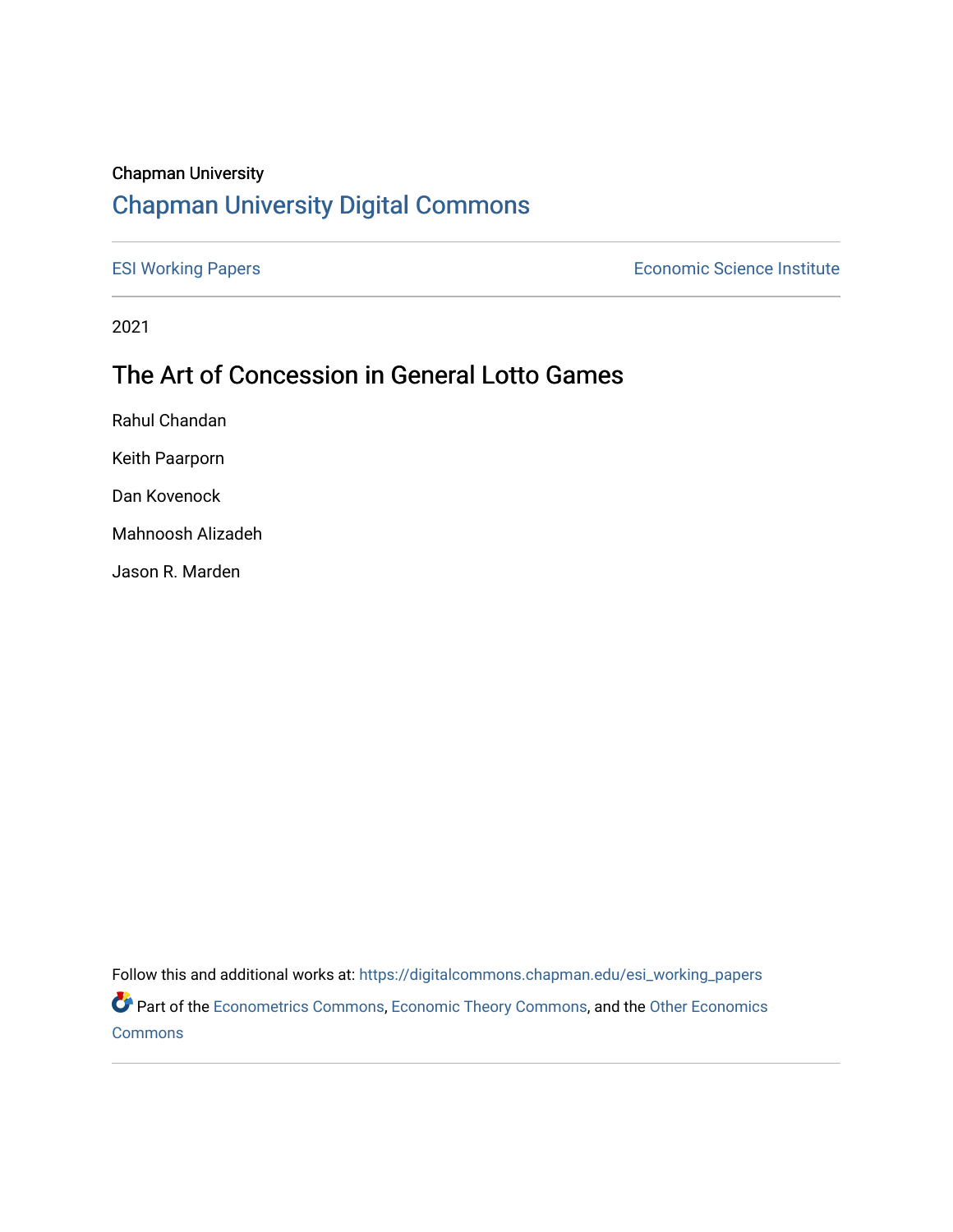Chapman University

## Chapman University Digital Commons

ESI Working Papers

Economic Science Institute

2021

# The Art of Concession in General Lotto Games

Rahul Chandan

Keith Paarporn

Dan Kovenock

Mahnoosh Alizadeh

Jason R. Marden

Follow this and additional works at: https://digitalcommons.chapman.edu/esi_working_papers

Part of the Econometrics Commons, Economic Theory Commons, and the Other Economics Commons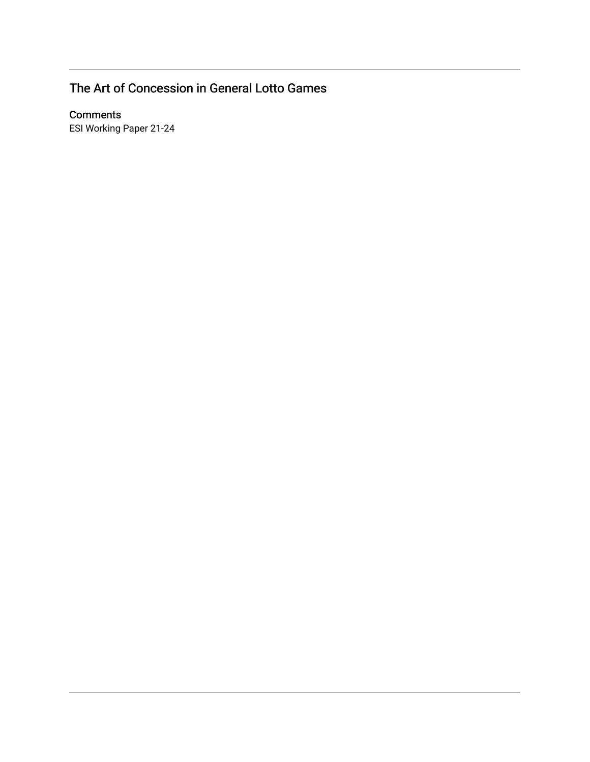# The Art of Concession in General Lotto Games

## Comments

ESI Working Paper 21-24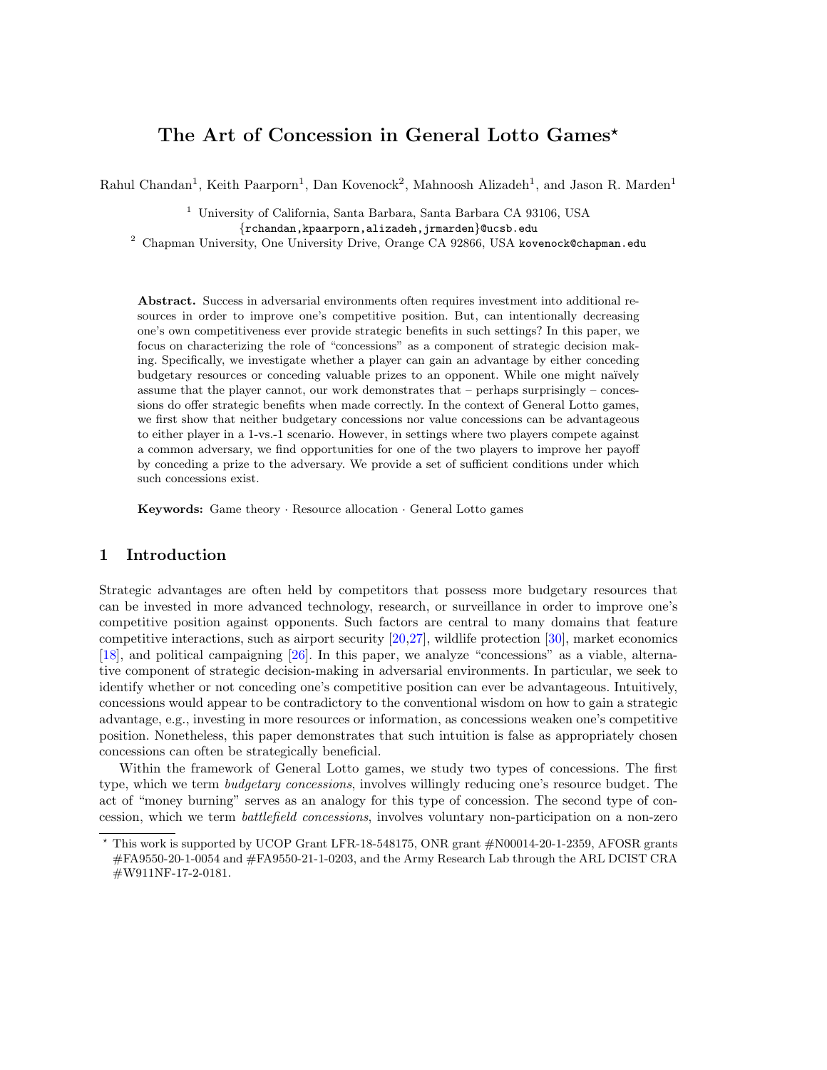# The Art of Concession in General Lotto Games*

Rahul Chandan[1], Keith Paarporn[1], Dan Kovenock[2], Mahnoosh Alizadeh[1], and Jason R. Marden[1]

[1] University of California, Santa Barbara, Santa Barbara CA 93106, USA
{rchandan,kpaarporn,alizadeh,jrmarden}@ucsb.edu
[2] Chapman University, One University Drive, Orange CA 92866, USA kovenock@chapman.edu

**Abstract.** Success in adversarial environments often requires investment into additional resources in order to improve one's competitive position. But, can intentionally decreasing one's own competitiveness ever provide strategic benefits in such settings? In this paper, we focus on characterizing the role of "concessions" as a component of strategic decision making. Specifically, we investigate whether a player can gain an advantage by either conceding budgetary resources or conceding valuable prizes to an opponent. While one might naïvely assume that the player cannot, our work demonstrates that – perhaps surprisingly – concessions do offer strategic benefits when made correctly. In the context of General Lotto games, we first show that neither budgetary concessions nor value concessions can be advantageous to either player in a 1-vs.-1 scenario. However, in settings where two players compete against a common adversary, we find opportunities for one of the two players to improve her payoff by conceding a prize to the adversary. We provide a set of sufficient conditions under which such concessions exist.

**Keywords:** Game theory · Resource allocation · General Lotto games

## 1 Introduction

Strategic advantages are often held by competitors that possess more budgetary resources that can be invested in more advanced technology, research, or surveillance in order to improve one's competitive position against opponents. Such factors are central to many domains that feature competitive interactions, such as airport security [20,27], wildlife protection [30], market economics [18], and political campaigning [26]. In this paper, we analyze "concessions" as a viable, alternative component of strategic decision-making in adversarial environments. In particular, we seek to identify whether or not conceding one's competitive position can ever be advantageous. Intuitively, concessions would appear to be contradictory to the conventional wisdom on how to gain a strategic advantage, e.g., investing in more resources or information, as concessions weaken one's competitive position. Nonetheless, this paper demonstrates that such intuition is false as appropriately chosen concessions can often be strategically beneficial.

Within the framework of General Lotto games, we study two types of concessions. The first type, which we term *budgetary concessions*, involves willingly reducing one's resource budget. The act of "money burning" serves as an analogy for this type of concession. The second type of concession, which we term *battlefield concessions*, involves voluntary non-participation on a non-zero

* This work is supported by UCOP Grant LFR-18-548175, ONR grant #N00014-20-1-2359, AFOSR grants #FA9550-20-1-0054 and #FA9550-21-1-0203, and the Army Research Lab through the ARL DCIST CRA #W911NF-17-2-0181.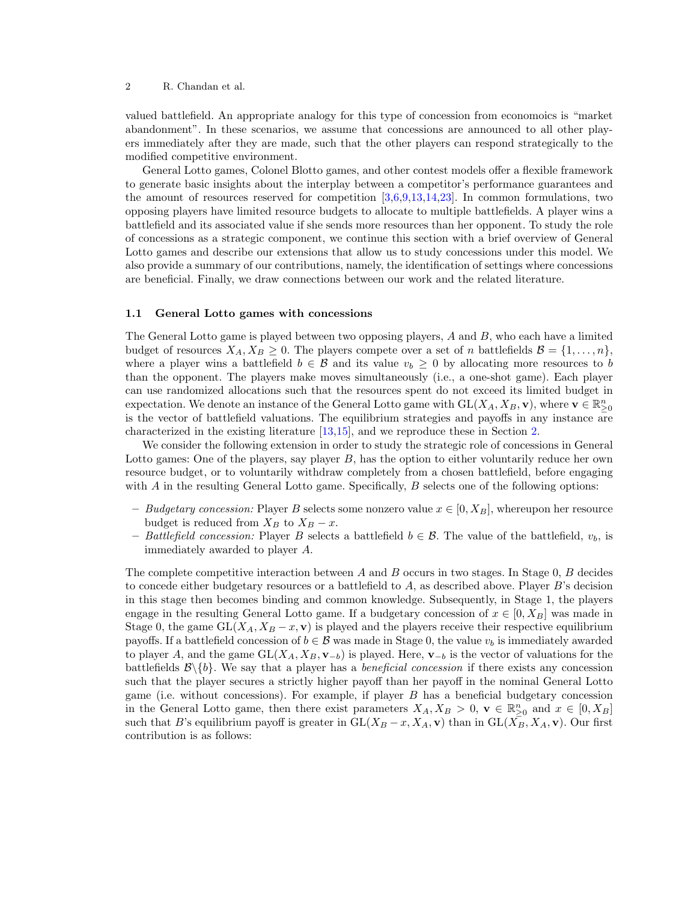valued battlefield. An appropriate analogy for this type of concession from economoics is "market abandonment". In these scenarios, we assume that concessions are announced to all other players immediately after they are made, such that the other players can respond strategically to the modified competitive environment.

General Lotto games, Colonel Blotto games, and other contest models offer a flexible framework to generate basic insights about the interplay between a competitor's performance guarantees and the amount of resources reserved for competition [3,6,9,13,14,23]. In common formulations, two opposing players have limited resource budgets to allocate to multiple battlefields. A player wins a battlefield and its associated value if she sends more resources than her opponent. To study the role of concessions as a strategic component, we continue this section with a brief overview of General Lotto games and describe our extensions that allow us to study concessions under this model. We also provide a summary of our contributions, namely, the identification of settings where concessions are beneficial. Finally, we draw connections between our work and the related literature.

### 1.1 General Lotto games with concessions

The General Lotto game is played between two opposing players, $A$ and $B$, who each have a limited budget of resources $X_A, X_B \geq 0$. The players compete over a set of $n$ battlefields $\mathcal{B} = \{1, \ldots, n\}$, where a player wins a battlefield $b \in \mathcal{B}$ and its value $v_b \geq 0$ by allocating more resources to $b$ than the opponent. The players make moves simultaneously (i.e., a one-shot game). Each player can use randomized allocations such that the resources spent do not exceed its limited budget in expectation. We denote an instance of the General Lotto game with $\text{GL}(X_A, X_B, \mathbf{v})$, where $\mathbf{v} \in \mathbb{R}^n_{\geq 0}$ is the vector of battlefield valuations. The equilibrium strategies and payoffs in any instance are characterized in the existing literature [13,15], and we reproduce these in Section 2.

We consider the following extension in order to study the strategic role of concessions in General Lotto games: One of the players, say player $B$, has the option to either voluntarily reduce her own resource budget, or to voluntarily withdraw completely from a chosen battlefield, before engaging with $A$ in the resulting General Lotto game. Specifically, $B$ selects one of the following options:

- *Budgetary concession:* Player $B$ selects some nonzero value $x \in [0, X_B]$, whereupon her resource budget is reduced from $X_B$ to $X_B - x$.
- *Battlefield concession:* Player $B$ selects a battlefield $b \in \mathcal{B}$. The value of the battlefield, $v_b$, is immediately awarded to player $A$.

The complete competitive interaction between $A$ and $B$ occurs in two stages. In Stage 0, $B$ decides to concede either budgetary resources or a battlefield to $A$, as described above. Player $B$'s decision in this stage then becomes binding and common knowledge. Subsequently, in Stage 1, the players engage in the resulting General Lotto game. If a budgetary concession of $x \in [0, X_B]$ was made in Stage 0, the game $\text{GL}(X_A, X_B - x, \mathbf{v})$ is played and the players receive their respective equilibrium payoffs. If a battlefield concession of $b \in \mathcal{B}$ was made in Stage 0, the value $v_b$ is immediately awarded to player $A$, and the game $\text{GL}(X_A, X_B, \mathbf{v}_{-b})$ is played. Here, $\mathbf{v}_{-b}$ is the vector of valuations for the battlefields $\mathcal{B} \backslash \{b\}$. We say that a player has a *beneficial concession* if there exists any concession such that the player secures a strictly higher payoff than her payoff in the nominal General Lotto game (i.e. without concessions). For example, if player $B$ has a beneficial budgetary concession in the General Lotto game, then there exist parameters $X_A, X_B > 0$, $\mathbf{v} \in \mathbb{R}^n_{\geq 0}$ and $x \in [0, X_B]$ such that $B$'s equilibrium payoff is greater in $\text{GL}(X_B - x, X_A, \mathbf{v})$ than in $\text{GL}(X_B, X_A, \mathbf{v})$. Our first contribution is as follows: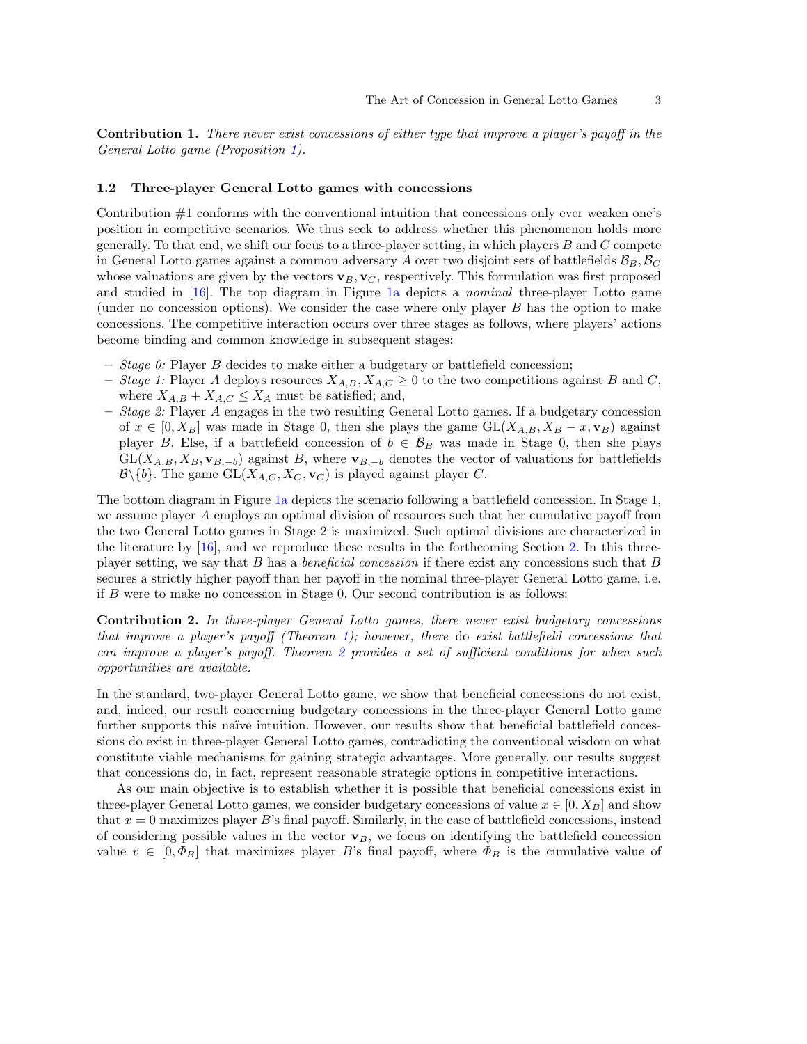**Contribution 1.** *There never exist concessions of either type that improve a player's payoff in the General Lotto game (Proposition 1).*

### 1.2 Three-player General Lotto games with concessions

Contribution #1 conforms with the conventional intuition that concessions only ever weaken one's position in competitive scenarios. We thus seek to address whether this phenomenon holds more generally. To that end, we shift our focus to a three-player setting, in which players $B$ and $C$ compete in General Lotto games against a common adversary $A$ over two disjoint sets of battlefields $\mathcal{B}_B, \mathcal{B}_C$ whose valuations are given by the vectors $\mathbf{v}_B, \mathbf{v}_C$, respectively. This formulation was first proposed and studied in [16]. The top diagram in Figure 1a depicts a *nominal* three-player Lotto game (under no concession options). We consider the case where only player $B$ has the option to make concessions. The competitive interaction occurs over three stages as follows, where players' actions become binding and common knowledge in subsequent stages:

- *Stage 0:* Player $B$ decides to make either a budgetary or battlefield concession;
- *Stage 1:* Player $A$ deploys resources $X_{A,B}, X_{A,C} \geq 0$ to the two competitions against $B$ and $C$, where $X_{A,B} + X_{A,C} \leq X_A$ must be satisfied; and,
- *Stage 2:* Player $A$ engages in the two resulting General Lotto games. If a budgetary concession of $x \in [0, X_B]$ was made in Stage 0, then she plays the game $\text{GL}(X_{A,B}, X_B - x, \mathbf{v}_B)$ against player $B$. Else, if a battlefield concession of $b \in \mathcal{B}_B$ was made in Stage 0, then she plays $\text{GL}(X_{A,B}, X_B, \mathbf{v}_{B,-b})$ against $B$, where $\mathbf{v}_{B,-b}$ denotes the vector of valuations for battlefields $\mathcal{B} \backslash \{b\}$. The game $\text{GL}(X_{A,C}, X_C, \mathbf{v}_C)$ is played against player $C$.

The bottom diagram in Figure 1a depicts the scenario following a battlefield concession. In Stage 1, we assume player $A$ employs an optimal division of resources such that her cumulative payoff from the two General Lotto games in Stage 2 is maximized. Such optimal divisions are characterized in the literature by [16], and we reproduce these results in the forthcoming Section 2. In this three-player setting, we say that $B$ has a *beneficial concession* if there exist any concessions such that $B$ secures a strictly higher payoff than her payoff in the nominal three-player General Lotto game, i.e. if $B$ were to make no concession in Stage 0. Our second contribution is as follows:

**Contribution 2.** *In three-player General Lotto games, there never exist budgetary concessions that improve a player's payoff (Theorem 1); however, there* do *exist battlefield concessions that can improve a player's payoff. Theorem 2 provides a set of sufficient conditions for when such opportunities are available.*

In the standard, two-player General Lotto game, we show that beneficial concessions do not exist, and, indeed, our result concerning budgetary concessions in the three-player General Lotto game further supports this naïve intuition. However, our results show that beneficial battlefield concessions do exist in three-player General Lotto games, contradicting the conventional wisdom on what constitute viable mechanisms for gaining strategic advantages. More generally, our results suggest that concessions do, in fact, represent reasonable strategic options in competitive interactions.

As our main objective is to establish whether it is possible that beneficial concessions exist in three-player General Lotto games, we consider budgetary concessions of value $x \in [0, X_B]$ and show that $x = 0$ maximizes player $B$'s final payoff. Similarly, in the case of battlefield concessions, instead of considering possible values in the vector $\mathbf{v}_B$, we focus on identifying the battlefield concession value $v \in [0, \Phi_B]$ that maximizes player $B$'s final payoff, where $\Phi_B$ is the cumulative value of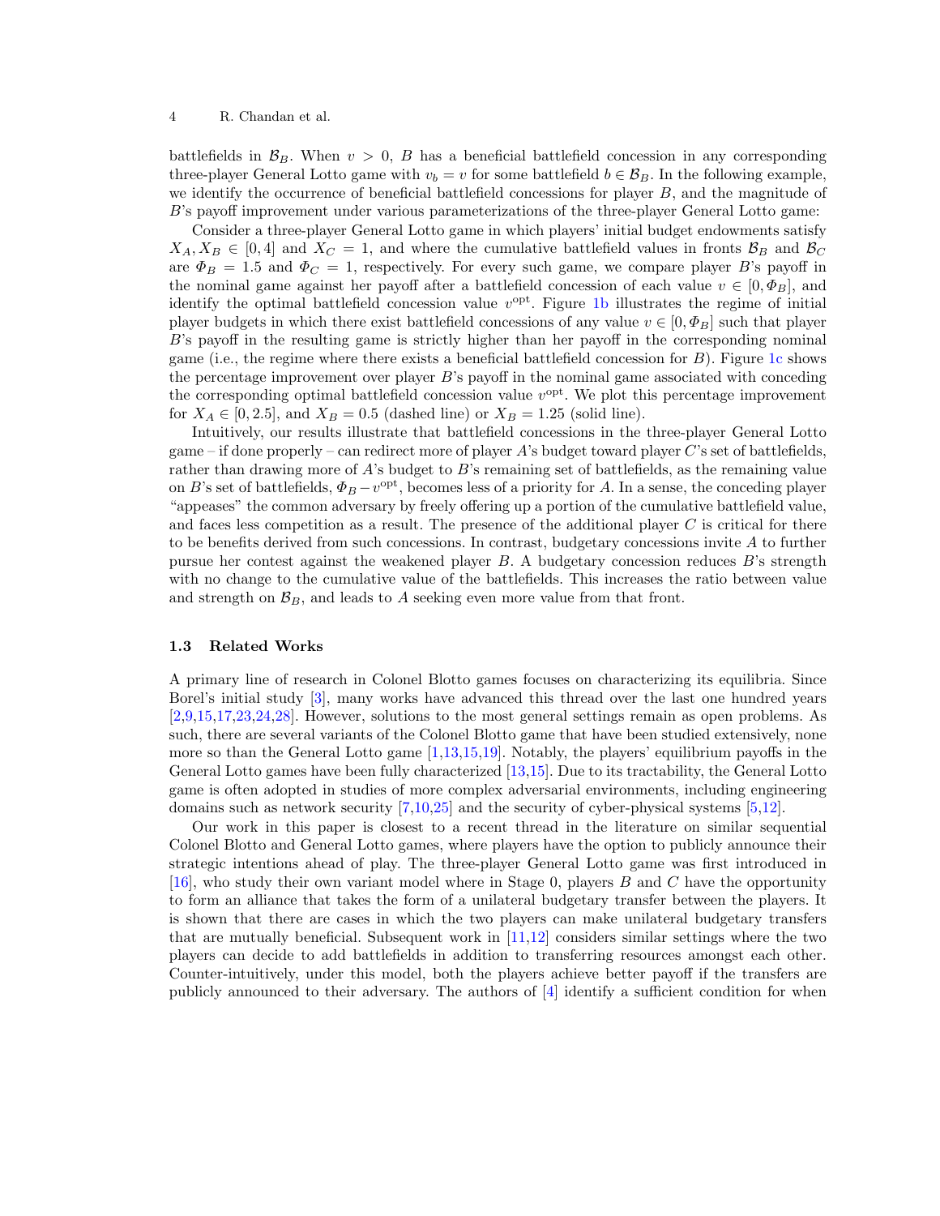battlefields in $\mathcal{B}_B$. When $v > 0$, $B$ has a beneficial battlefield concession in any corresponding three-player General Lotto game with $v_b = v$ for some battlefield $b \in \mathcal{B}_B$. In the following example, we identify the occurrence of beneficial battlefield concessions for player $B$, and the magnitude of $B$'s payoff improvement under various parameterizations of the three-player General Lotto game:

Consider a three-player General Lotto game in which players' initial budget endowments satisfy $X_A, X_B \in [0, 4]$ and $X_C = 1$, and where the cumulative battlefield values in fronts $\mathcal{B}_B$ and $\mathcal{B}_C$ are $\Phi_B = 1.5$ and $\Phi_C = 1$, respectively. For every such game, we compare player $B$'s payoff in the nominal game against her payoff after a battlefield concession of each value $v \in [0, \Phi_B]$, and identify the optimal battlefield concession value $v^{\text{opt}}$. Figure 1b illustrates the regime of initial player budgets in which there exist battlefield concessions of any value $v \in [0, \Phi_B]$ such that player $B$'s payoff in the resulting game is strictly higher than her payoff in the corresponding nominal game (i.e., the regime where there exists a beneficial battlefield concession for $B$). Figure 1c shows the percentage improvement over player $B$'s payoff in the nominal game associated with conceding the corresponding optimal battlefield concession value $v^{\text{opt}}$. We plot this percentage improvement for $X_A \in [0, 2.5]$, and $X_B = 0.5$ (dashed line) or $X_B = 1.25$ (solid line).

Intuitively, our results illustrate that battlefield concessions in the three-player General Lotto game – if done properly – can redirect more of player $A$'s budget toward player $C$'s set of battlefields, rather than drawing more of $A$'s budget to $B$'s remaining set of battlefields, as the remaining value on $B$'s set of battlefields, $\Phi_B - v^{\text{opt}}$, becomes less of a priority for $A$. In a sense, the conceding player "appeases" the common adversary by freely offering up a portion of the cumulative battlefield value, and faces less competition as a result. The presence of the additional player $C$ is critical for there to be benefits derived from such concessions. In contrast, budgetary concessions invite $A$ to further pursue her contest against the weakened player $B$. A budgetary concession reduces $B$'s strength with no change to the cumulative value of the battlefields. This increases the ratio between value and strength on $\mathcal{B}_B$, and leads to $A$ seeking even more value from that front.

### 1.3 Related Works

A primary line of research in Colonel Blotto games focuses on characterizing its equilibria. Since Borel's initial study [3], many works have advanced this thread over the last one hundred years [2,9,15,17,23,24,28]. However, solutions to the most general settings remain as open problems. As such, there are several variants of the Colonel Blotto game that have been studied extensively, none more so than the General Lotto game [1,13,15,19]. Notably, the players' equilibrium payoffs in the General Lotto games have been fully characterized [13,15]. Due to its tractability, the General Lotto game is often adopted in studies of more complex adversarial environments, including engineering domains such as network security [7,10,25] and the security of cyber-physical systems [5,12].

Our work in this paper is closest to a recent thread in the literature on similar sequential Colonel Blotto and General Lotto games, where players have the option to publicly announce their strategic intentions ahead of play. The three-player General Lotto game was first introduced in [16], who study their own variant model where in Stage 0, players $B$ and $C$ have the opportunity to form an alliance that takes the form of a unilateral budgetary transfer between the players. It is shown that there are cases in which the two players can make unilateral budgetary transfers that are mutually beneficial. Subsequent work in [11,12] considers similar settings where the two players can decide to add battlefields in addition to transferring resources amongst each other. Counter-intuitively, under this model, both the players achieve better payoff if the transfers are publicly announced to their adversary. The authors of [4] identify a sufficient condition for when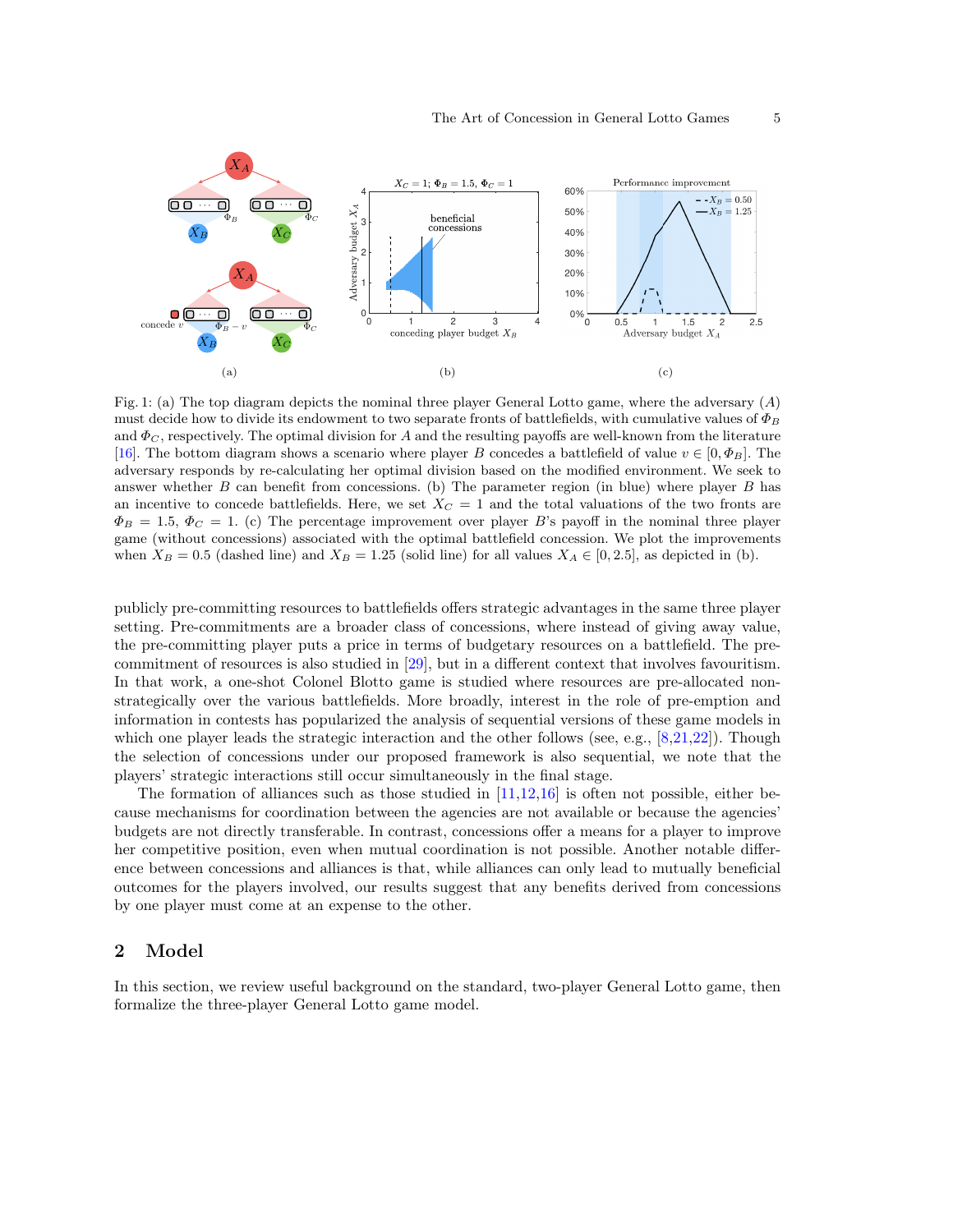Fig. 1: (a) The top diagram depicts the nominal three player General Lotto game, where the adversary ($A$) must decide how to divide its endowment to two separate fronts of battlefields, with cumulative values of $\Phi_B$ and $\Phi_C$, respectively. The optimal division for $A$ and the resulting payoffs are well-known from the literature [16]. The bottom diagram shows a scenario where player $B$ concedes a battlefield of value $v \in [0, \Phi_B]$. The adversary responds by re-calculating her optimal division based on the modified environment. We seek to answer whether $B$ can benefit from concessions. (b) The parameter region (in blue) where player $B$ has an incentive to concede battlefields. Here, we set $X_C = 1$ and the total valuations of the two fronts are $\Phi_B = 1.5$, $\Phi_C = 1$. (c) The percentage improvement over player $B$'s payoff in the nominal three player game (without concessions) associated with the optimal battlefield concession. We plot the improvements when $X_B = 0.5$ (dashed line) and $X_B = 1.25$ (solid line) for all values $X_A \in [0, 2.5]$, as depicted in (b).

publicly pre-committing resources to battlefields offers strategic advantages in the same three player setting. Pre-commitments are a broader class of concessions, where instead of giving away value, the pre-committing player puts a price in terms of budgetary resources on a battlefield. The pre-commitment of resources is also studied in [29], but in a different context that involves favouritism. In that work, a one-shot Colonel Blotto game is studied where resources are pre-allocated non-strategically over the various battlefields. More broadly, interest in the role of pre-emption and information in contests has popularized the analysis of sequential versions of these game models in which one player leads the strategic interaction and the other follows (see, e.g., [8,21,22]). Though the selection of concessions under our proposed framework is also sequential, we note that the players' strategic interactions still occur simultaneously in the final stage.

The formation of alliances such as those studied in [11,12,16] is often not possible, either because mechanisms for coordination between the agencies are not available or because the agencies' budgets are not directly transferable. In contrast, concessions offer a means for a player to improve her competitive position, even when mutual coordination is not possible. Another notable difference between concessions and alliances is that, while alliances can only lead to mutually beneficial outcomes for the players involved, our results suggest that any benefits derived from concessions by one player must come at an expense to the other.

## 2 Model

In this section, we review useful background on the standard, two-player General Lotto game, then formalize the three-player General Lotto game model.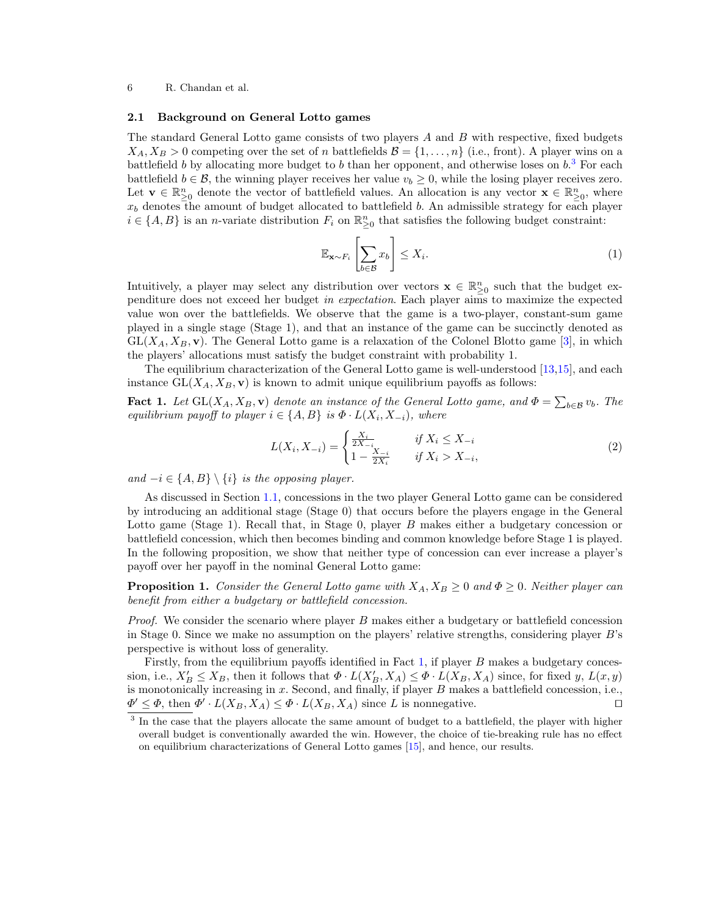### 2.1 Background on General Lotto games

The standard General Lotto game consists of two players $A$ and $B$ with respective, fixed budgets $X_A, X_B > 0$ competing over the set of $n$ battlefields $\mathcal{B} = \{1, \ldots, n\}$ (i.e., front). A player wins on a battlefield $b$ by allocating more budget to $b$ than her opponent, and otherwise loses on $b$.[3] For each battlefield $b \in \mathcal{B}$, the winning player receives her value $v_b \geq 0$, while the losing player receives zero. Let $\mathbf{v} \in \mathbb{R}^n_{\geq 0}$ denote the vector of battlefield values. An allocation is any vector $\mathbf{x} \in \mathbb{R}^n_{\geq 0}$, where $x_b$ denotes the amount of budget allocated to battlefield $b$. An admissible strategy for each player $i \in \{A, B\}$ is an $n$-variate distribution $F_i$ on $\mathbb{R}^n_{\geq 0}$ that satisfies the following budget constraint:

$$\mathbb{E}_{\mathbf{x} \sim F_i} \left[ \sum_{b \in \mathcal{B}} x_b \right] \leq X_i. \tag{1}$$

Intuitively, a player may select any distribution over vectors $\mathbf{x} \in \mathbb{R}^n_{\geq 0}$ such that the budget expenditure does not exceed her budget *in expectation*. Each player aims to maximize the expected value won over the battlefields. We observe that the game is a two-player, constant-sum game played in a single stage (Stage 1), and that an instance of the game can be succinctly denoted as $\mathrm{GL}(X_A, X_B, \mathbf{v})$. The General Lotto game is a relaxation of the Colonel Blotto game [3], in which the players' allocations must satisfy the budget constraint with probability 1.

The equilibrium characterization of the General Lotto game is well-understood [13,15], and each instance $\mathrm{GL}(X_A, X_B, \mathbf{v})$ is known to admit unique equilibrium payoffs as follows:

**Fact 1.** *Let $\mathrm{GL}(X_A, X_B, \mathbf{v})$ denote an instance of the General Lotto game, and $\Phi = \sum_{b \in \mathcal{B}} v_b$. The equilibrium payoff to player $i \in \{A, B\}$ is $\Phi \cdot L(X_i, X_{-i})$, where*

$$L(X_i, X_{-i}) = \begin{cases} \frac{X_i}{2X_{-i}} & \text{if } X_i \leq X_{-i} \\ 1 - \frac{X_{-i}}{2X_i} & \text{if } X_i > X_{-i}, \end{cases} \tag{2}$$

*and $-i \in \{A, B\} \setminus \{i\}$ is the opposing player.*

As discussed in Section 1.1, concessions in the two player General Lotto game can be considered by introducing an additional stage (Stage 0) that occurs before the players engage in the General Lotto game (Stage 1). Recall that, in Stage 0, player $B$ makes either a budgetary concession or battlefield concession, which then becomes binding and common knowledge before Stage 1 is played. In the following proposition, we show that neither type of concession can ever increase a player's payoff over her payoff in the nominal General Lotto game:

**Proposition 1.** *Consider the General Lotto game with $X_A, X_B \geq 0$ and $\Phi \geq 0$. Neither player can benefit from either a budgetary or battlefield concession.*

*Proof.* We consider the scenario where player $B$ makes either a budgetary or battlefield concession in Stage 0. Since we make no assumption on the players' relative strengths, considering player $B$'s perspective is without loss of generality.

Firstly, from the equilibrium payoffs identified in Fact 1, if player $B$ makes a budgetary concession, i.e., $X'_B \leq X_B$, then it follows that $\Phi \cdot L(X'_B, X_A) \leq \Phi \cdot L(X_B, X_A)$ since, for fixed $y$, $L(x, y)$ is monotonically increasing in $x$. Second, and finally, if player $B$ makes a battlefield concession, i.e., $\Phi' \leq \Phi$, then $\Phi' \cdot L(X_B, X_A) \leq \Phi \cdot L(X_B, X_A)$ since $L$ is nonnegative. ◻

[3] In the case that the players allocate the same amount of budget to a battlefield, the player with higher overall budget is conventionally awarded the win. However, the choice of tie-breaking rule has no effect on equilibrium characterizations of General Lotto games [15], and hence, our results.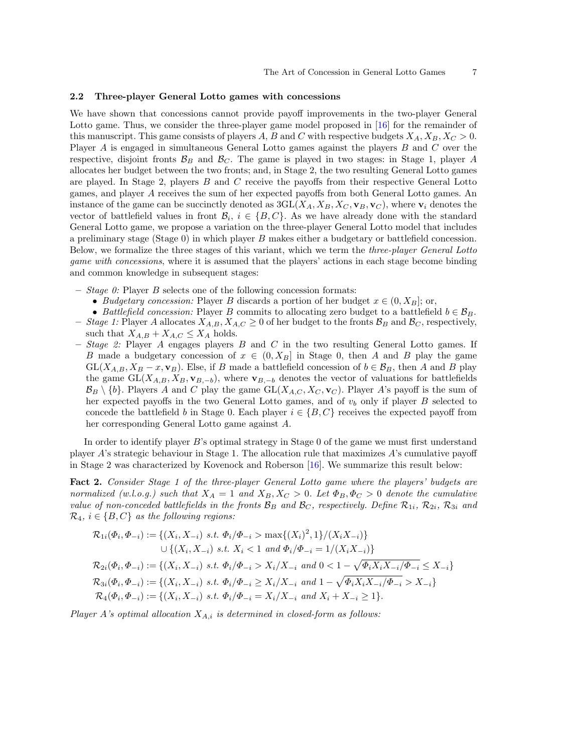### 2.2 Three-player General Lotto games with concessions

We have shown that concessions cannot provide payoff improvements in the two-player General Lotto game. Thus, we consider the three-player game model proposed in [16] for the remainder of this manuscript. This game consists of players $A$, $B$ and $C$ with respective budgets $X_A, X_B, X_C > 0$. Player $A$ is engaged in simultaneous General Lotto games against the players $B$ and $C$ over the respective, disjoint fronts $\mathcal{B}_B$ and $\mathcal{B}_C$. The game is played in two stages: in Stage 1, player $A$ allocates her budget between the two fronts; and, in Stage 2, the two resulting General Lotto games are played. In Stage 2, players $B$ and $C$ receive the payoffs from their respective General Lotto games, and player $A$ receives the sum of her expected payoffs from both General Lotto games. An instance of the game can be succinctly denoted as $3\text{GL}(X_A, X_B, X_C, \mathbf{v}_B, \mathbf{v}_C)$, where $\mathbf{v}_i$ denotes the vector of battlefield values in front $\mathcal{B}_i$, $i \in \{B, C\}$. As we have already done with the standard General Lotto game, we propose a variation on the three-player General Lotto model that includes a preliminary stage (Stage 0) in which player $B$ makes either a budgetary or battlefield concession. Below, we formalize the three stages of this variant, which we term the *three-player General Lotto game with concessions*, where it is assumed that the players' actions in each stage become binding and common knowledge in subsequent stages:

- *Stage 0:* Player $B$ selects one of the following concession formats:
  - *Budgetary concession:* Player $B$ discards a portion of her budget $x \in (0, X_B]$; or,
  - *Battlefield concession:* Player $B$ commits to allocating zero budget to a battlefield $b \in \mathcal{B}_B$.
- *Stage 1:* Player $A$ allocates $X_{A,B}, X_{A,C} \geq 0$ of her budget to the fronts $\mathcal{B}_B$ and $\mathcal{B}_C$, respectively, such that $X_{A,B} + X_{A,C} \leq X_A$ holds.
- *Stage 2:* Player $A$ engages players $B$ and $C$ in the two resulting General Lotto games. If $B$ made a budgetary concession of $x \in (0, X_B]$ in Stage 0, then $A$ and $B$ play the game $\text{GL}(X_{A,B}, X_B - x, \mathbf{v}_B)$. Else, if $B$ made a battlefield concession of $b \in \mathcal{B}_B$, then $A$ and $B$ play the game $\text{GL}(X_{A,B}, X_B, \mathbf{v}_{B,-b})$, where $\mathbf{v}_{B,-b}$ denotes the vector of valuations for battlefields $\mathcal{B}_B \setminus \{b\}$. Players $A$ and $C$ play the game $\text{GL}(X_{A,C}, X_C, \mathbf{v}_C)$. Player $A$'s payoff is the sum of her expected payoffs in the two General Lotto games, and of $v_b$ only if player $B$ selected to concede the battlefield $b$ in Stage 0. Each player $i \in \{B, C\}$ receives the expected payoff from her corresponding General Lotto game against $A$.

In order to identify player $B$'s optimal strategy in Stage 0 of the game we must first understand player $A$'s strategic behaviour in Stage 1. The allocation rule that maximizes $A$'s cumulative payoff in Stage 2 was characterized by Kovenock and Roberson [16]. We summarize this result below:

**Fact 2.** *Consider Stage 1 of the three-player General Lotto game where the players' budgets are normalized (w.l.o.g.) such that $X_A = 1$ and $X_B, X_C > 0$. Let $\Phi_B, \Phi_C > 0$ denote the cumulative value of non-conceded battlefields in the fronts $\mathcal{B}_B$ and $\mathcal{B}_C$, respectively. Define $\mathcal{R}_{1i}$, $\mathcal{R}_{2i}$, $\mathcal{R}_{3i}$ and $\mathcal{R}_4$, $i \in \{B, C\}$ as the following regions:*

$$
\begin{aligned}
\mathcal{R}_{1i}(\Phi_i, \Phi_{-i}) &:= \{(X_i, X_{-i}) \text{ s.t. } \Phi_i/\Phi_{-i} > \max\{(X_i)^2, 1\}/(X_i X_{-i})\} \\
&\quad \cup \{(X_i, X_{-i}) \text{ s.t. } X_i < 1 \text{ and } \Phi_i/\Phi_{-i} = 1/(X_i X_{-i})\} \\
\mathcal{R}_{2i}(\Phi_i, \Phi_{-i}) &:= \{(X_i, X_{-i}) \text{ s.t. } \Phi_i/\Phi_{-i} > X_i/X_{-i} \text{ and } 0 < 1 - \sqrt{\Phi_i X_i X_{-i}/\Phi_{-i}} \leq X_{-i}\} \\
\mathcal{R}_{3i}(\Phi_i, \Phi_{-i}) &:= \{(X_i, X_{-i}) \text{ s.t. } \Phi_i/\Phi_{-i} \geq X_i/X_{-i} \text{ and } 1 - \sqrt{\Phi_i X_i X_{-i}/\Phi_{-i}} > X_{-i}\} \\
\mathcal{R}_4(\Phi_i, \Phi_{-i}) &:= \{(X_i, X_{-i}) \text{ s.t. } \Phi_i/\Phi_{-i} = X_i/X_{-i} \text{ and } X_i + X_{-i} \geq 1\}.
\end{aligned}
$$

*Player $A$'s optimal allocation $X_{A,i}$ is determined in closed-form as follows:*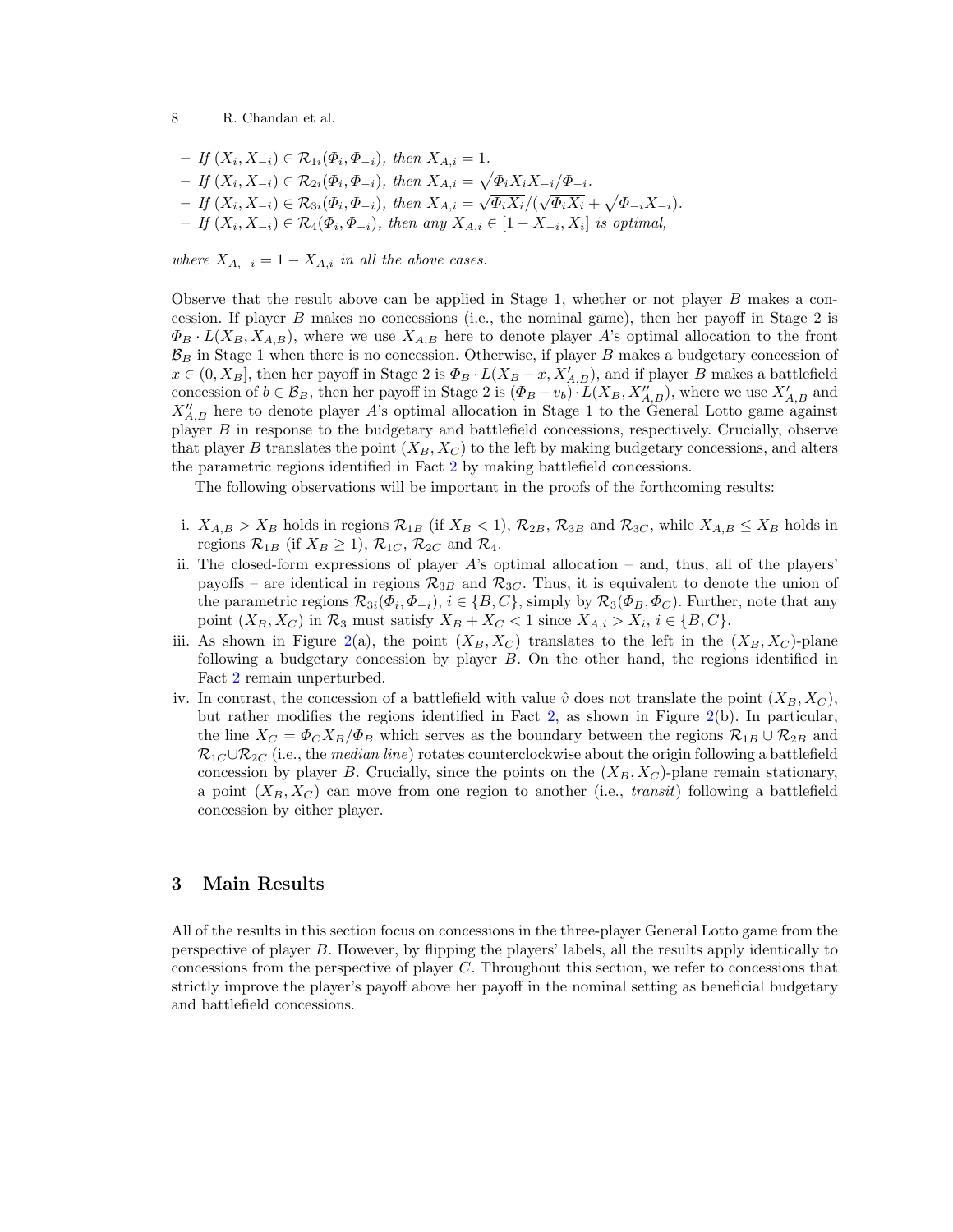– *If* $(X_i, X_{-i}) \in \mathcal{R}_{1i}(\Phi_i, \Phi_{-i})$, *then* $X_{A,i} = 1$.
– *If* $(X_i, X_{-i}) \in \mathcal{R}_{2i}(\Phi_i, \Phi_{-i})$, *then* $X_{A,i} = \sqrt{\Phi_i X_i X_{-i}/\Phi_{-i}}$.
– *If* $(X_i, X_{-i}) \in \mathcal{R}_{3i}(\Phi_i, \Phi_{-i})$, *then* $X_{A,i} = \sqrt{\Phi_i X_i}/(\sqrt{\Phi_i X_i} + \sqrt{\Phi_{-i} X_{-i}})$.
– *If* $(X_i, X_{-i}) \in \mathcal{R}_4(\Phi_i, \Phi_{-i})$, *then any* $X_{A,i} \in [1 - X_{-i}, X_i]$ *is optimal,*

*where* $X_{A,-i} = 1 - X_{A,i}$ *in all the above cases.*

Observe that the result above can be applied in Stage 1, whether or not player $B$ makes a concession. If player $B$ makes no concessions (i.e., the nominal game), then her payoff in Stage 2 is $\Phi_B \cdot L(X_B, X_{A,B})$, where we use $X_{A,B}$ here to denote player $A$'s optimal allocation to the front $\mathcal{B}_B$ in Stage 1 when there is no concession. Otherwise, if player $B$ makes a budgetary concession of $x \in (0, X_B]$, then her payoff in Stage 2 is $\Phi_B \cdot L(X_B - x, X'_{A,B})$, and if player $B$ makes a battlefield concession of $b \in \mathcal{B}_B$, then her payoff in Stage 2 is $(\Phi_B - v_b) \cdot L(X_B, X''_{A,B})$, where we use $X'_{A,B}$ and $X''_{A,B}$ here to denote player $A$'s optimal allocation in Stage 1 to the General Lotto game against player $B$ in response to the budgetary and battlefield concessions, respectively. Crucially, observe that player $B$ translates the point $(X_B, X_C)$ to the left by making budgetary concessions, and alters the parametric regions identified in Fact 2 by making battlefield concessions.

The following observations will be important in the proofs of the forthcoming results:

i. $X_{A,B} > X_B$ holds in regions $\mathcal{R}_{1B}$ (if $X_B < 1$), $\mathcal{R}_{2B}$, $\mathcal{R}_{3B}$ and $\mathcal{R}_{3C}$, while $X_{A,B} \leq X_B$ holds in regions $\mathcal{R}_{1B}$ (if $X_B \geq 1$), $\mathcal{R}_{1C}$, $\mathcal{R}_{2C}$ and $\mathcal{R}_4$.
ii. The closed-form expressions of player $A$'s optimal allocation – and, thus, all of the players' payoffs – are identical in regions $\mathcal{R}_{3B}$ and $\mathcal{R}_{3C}$. Thus, it is equivalent to denote the union of the parametric regions $\mathcal{R}_{3i}(\Phi_i, \Phi_{-i})$, $i \in \{B, C\}$, simply by $\mathcal{R}_3(\Phi_B, \Phi_C)$. Further, note that any point $(X_B, X_C)$ in $\mathcal{R}_3$ must satisfy $X_B + X_C < 1$ since $X_{A,i} > X_i$, $i \in \{B, C\}$.
iii. As shown in Figure 2(a), the point $(X_B, X_C)$ translates to the left in the $(X_B, X_C)$-plane following a budgetary concession by player $B$. On the other hand, the regions identified in Fact 2 remain unperturbed.
iv. In contrast, the concession of a battlefield with value $\hat{v}$ does not translate the point $(X_B, X_C)$, but rather modifies the regions identified in Fact 2, as shown in Figure 2(b). In particular, the line $X_C = \Phi_C X_B / \Phi_B$ which serves as the boundary between the regions $\mathcal{R}_{1B} \cup \mathcal{R}_{2B}$ and $\mathcal{R}_{1C} \cup \mathcal{R}_{2C}$ (i.e., the *median line*) rotates counterclockwise about the origin following a battlefield concession by player $B$. Crucially, since the points on the $(X_B, X_C)$-plane remain stationary, a point $(X_B, X_C)$ can move from one region to another (i.e., *transit*) following a battlefield concession by either player.

## 3 Main Results

All of the results in this section focus on concessions in the three-player General Lotto game from the perspective of player $B$. However, by flipping the players' labels, all the results apply identically to concessions from the perspective of player $C$. Throughout this section, we refer to concessions that strictly improve the player's payoff above her payoff in the nominal setting as beneficial budgetary and battlefield concessions.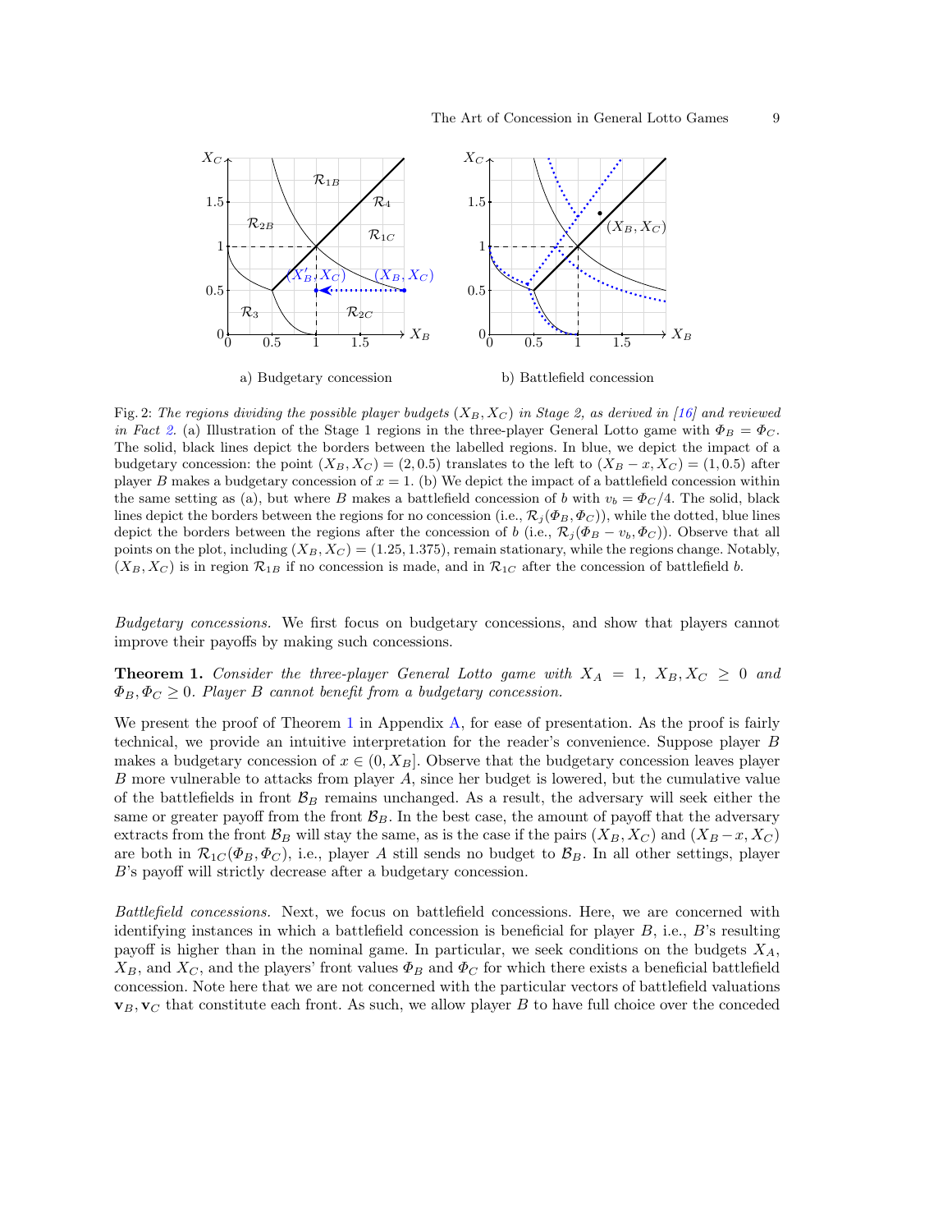a) Budgetary concession

b) Battlefield concession

Fig. 2: *The regions dividing the possible player budgets $(X_B, X_C)$ in Stage 2, as derived in [16] and reviewed in Fact 2.* (a) Illustration of the Stage 1 regions in the three-player General Lotto game with $\Phi_B = \Phi_C$. The solid, black lines depict the borders between the labelled regions. In blue, we depict the impact of a budgetary concession: the point $(X_B, X_C) = (2, 0.5)$ translates to the left to $(X_B - x, X_C) = (1, 0.5)$ after player $B$ makes a budgetary concession of $x = 1$. (b) We depict the impact of a battlefield concession within the same setting as (a), but where $B$ makes a battlefield concession of $b$ with $v_b = \Phi_C/4$. The solid, black lines depict the borders between the regions for no concession (i.e., $\mathcal{R}_j(\Phi_B, \Phi_C)$), while the dotted, blue lines depict the borders between the regions after the concession of $b$ (i.e., $\mathcal{R}_j(\Phi_B - v_b, \Phi_C)$). Observe that all points on the plot, including $(X_B, X_C) = (1.25, 1.375)$, remain stationary, while the regions change. Notably, $(X_B, X_C)$ is in region $\mathcal{R}_{1B}$ if no concession is made, and in $\mathcal{R}_{1C}$ after the concession of battlefield $b$.

*Budgetary concessions.* We first focus on budgetary concessions, and show that players cannot improve their payoffs by making such concessions.

**Theorem 1.** *Consider the three-player General Lotto game with $X_A = 1$, $X_B, X_C \geq 0$ and $\Phi_B, \Phi_C \geq 0$. Player $B$ cannot benefit from a budgetary concession.*

We present the proof of Theorem 1 in Appendix A, for ease of presentation. As the proof is fairly technical, we provide an intuitive interpretation for the reader's convenience. Suppose player $B$ makes a budgetary concession of $x \in (0, X_B]$. Observe that the budgetary concession leaves player $B$ more vulnerable to attacks from player $A$, since her budget is lowered, but the cumulative value of the battlefields in front $\mathcal{B}_B$ remains unchanged. As a result, the adversary will seek either the same or greater payoff from the front $\mathcal{B}_B$. In the best case, the amount of payoff that the adversary extracts from the front $\mathcal{B}_B$ will stay the same, as is the case if the pairs $(X_B, X_C)$ and $(X_B - x, X_C)$ are both in $\mathcal{R}_{1C}(\Phi_B, \Phi_C)$, i.e., player $A$ still sends no budget to $\mathcal{B}_B$. In all other settings, player $B$'s payoff will strictly decrease after a budgetary concession.

*Battlefield concessions.* Next, we focus on battlefield concessions. Here, we are concerned with identifying instances in which a battlefield concession is beneficial for player $B$, i.e., $B$'s resulting payoff is higher than in the nominal game. In particular, we seek conditions on the budgets $X_A$, $X_B$, and $X_C$, and the players' front values $\Phi_B$ and $\Phi_C$ for which there exists a beneficial battlefield concession. Note here that we are not concerned with the particular vectors of battlefield valuations $\mathbf{v}_B, \mathbf{v}_C$ that constitute each front. As such, we allow player $B$ to have full choice over the conceded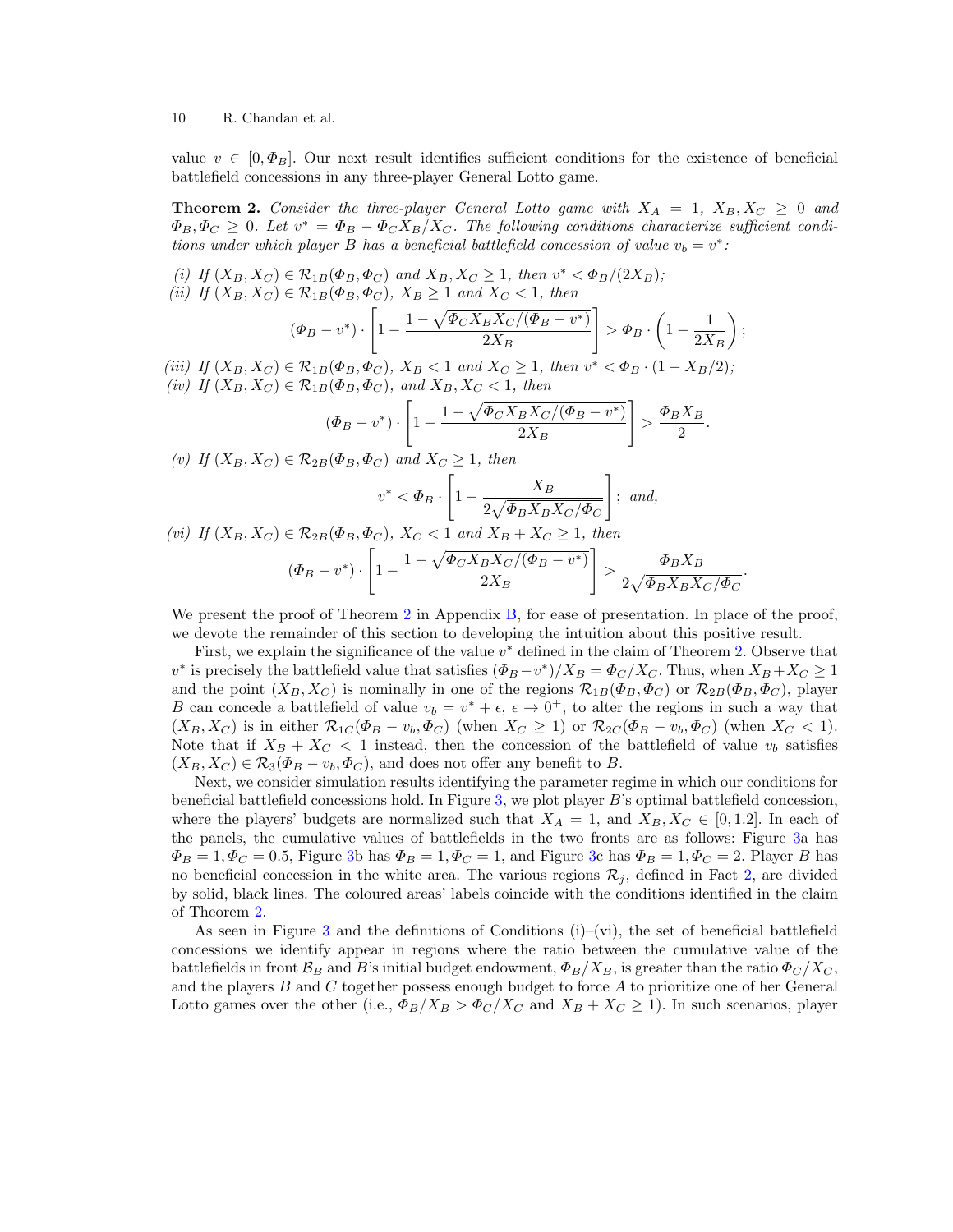value $v \in [0, \Phi_B]$. Our next result identifies sufficient conditions for the existence of beneficial battlefield concessions in any three-player General Lotto game.

**Theorem 2.** *Consider the three-player General Lotto game with $X_A = 1$, $X_B, X_C \geq 0$ and $\Phi_B, \Phi_C \geq 0$. Let $v^* = \Phi_B - \Phi_C X_B / X_C$. The following conditions characterize sufficient conditions under which player $B$ has a beneficial battlefield concession of value $v_b = v^*$:*

*(i) If $(X_B, X_C) \in \mathcal{R}_{1B}(\Phi_B, \Phi_C)$ and $X_B, X_C \geq 1$, then $v^* < \Phi_B/(2X_B)$;*

*(ii) If $(X_B, X_C) \in \mathcal{R}_{1B}(\Phi_B, \Phi_C)$, $X_B \geq 1$ and $X_C < 1$, then*

$$(\Phi_B - v^*) \cdot \left[1 - \frac{1 - \sqrt{\Phi_C X_B X_C / (\Phi_B - v^*)}}{2X_B}\right] > \Phi_B \cdot \left(1 - \frac{1}{2X_B}\right);$$

*(iii) If $(X_B, X_C) \in \mathcal{R}_{1B}(\Phi_B, \Phi_C)$, $X_B < 1$ and $X_C \geq 1$, then $v^* < \Phi_B \cdot (1 - X_B/2)$;*

*(iv) If $(X_B, X_C) \in \mathcal{R}_{1B}(\Phi_B, \Phi_C)$, and $X_B, X_C < 1$, then*

$$(\Phi_B - v^*) \cdot \left[1 - \frac{1 - \sqrt{\Phi_C X_B X_C / (\Phi_B - v^*)}}{2X_B}\right] > \frac{\Phi_B X_B}{2}.$$

*(v) If $(X_B, X_C) \in \mathcal{R}_{2B}(\Phi_B, \Phi_C)$ and $X_C \geq 1$, then*

$$v^* < \Phi_B \cdot \left[1 - \frac{X_B}{2\sqrt{\Phi_B X_B X_C / \Phi_C}}\right]; \text{ and,}$$

*(vi) If $(X_B, X_C) \in \mathcal{R}_{2B}(\Phi_B, \Phi_C)$, $X_C < 1$ and $X_B + X_C \geq 1$, then*

$$(\Phi_B - v^*) \cdot \left[1 - \frac{1 - \sqrt{\Phi_C X_B X_C / (\Phi_B - v^*)}}{2X_B}\right] > \frac{\Phi_B X_B}{2\sqrt{\Phi_B X_B X_C / \Phi_C}}.$$

We present the proof of Theorem 2 in Appendix B, for ease of presentation. In place of the proof, we devote the remainder of this section to developing the intuition about this positive result.

First, we explain the significance of the value $v^*$ defined in the claim of Theorem 2. Observe that $v^*$ is precisely the battlefield value that satisfies $(\Phi_B - v^*)/X_B = \Phi_C/X_C$. Thus, when $X_B + X_C \geq 1$ and the point $(X_B, X_C)$ is nominally in one of the regions $\mathcal{R}_{1B}(\Phi_B, \Phi_C)$ or $\mathcal{R}_{2B}(\Phi_B, \Phi_C)$, player $B$ can concede a battlefield of value $v_b = v^* + \epsilon$, $\epsilon \to 0^+$, to alter the regions in such a way that $(X_B, X_C)$ is in either $\mathcal{R}_{1C}(\Phi_B - v_b, \Phi_C)$ (when $X_C \geq 1$) or $\mathcal{R}_{2C}(\Phi_B - v_b, \Phi_C)$ (when $X_C < 1$). Note that if $X_B + X_C < 1$ instead, then the concession of the battlefield of value $v_b$ satisfies $(X_B, X_C) \in \mathcal{R}_3(\Phi_B - v_b, \Phi_C)$, and does not offer any benefit to $B$.

Next, we consider simulation results identifying the parameter regime in which our conditions for beneficial battlefield concessions hold. In Figure 3, we plot player $B$'s optimal battlefield concession, where the players' budgets are normalized such that $X_A = 1$, and $X_B, X_C \in [0, 1.2]$. In each of the panels, the cumulative values of battlefields in the two fronts are as follows: Figure 3a has $\Phi_B = 1, \Phi_C = 0.5$, Figure 3b has $\Phi_B = 1, \Phi_C = 1$, and Figure 3c has $\Phi_B = 1, \Phi_C = 2$. Player $B$ has no beneficial concession in the white area. The various regions $\mathcal{R}_j$, defined in Fact 2, are divided by solid, black lines. The coloured areas' labels coincide with the conditions identified in the claim of Theorem 2.

As seen in Figure 3 and the definitions of Conditions (i)–(vi), the set of beneficial battlefield concessions we identify appear in regions where the ratio between the cumulative value of the battlefields in front $\mathcal{B}_B$ and $B$'s initial budget endowment, $\Phi_B/X_B$, is greater than the ratio $\Phi_C/X_C$, and the players $B$ and $C$ together possess enough budget to force $A$ to prioritize one of her General Lotto games over the other (i.e., $\Phi_B/X_B > \Phi_C/X_C$ and $X_B + X_C \geq 1$). In such scenarios, player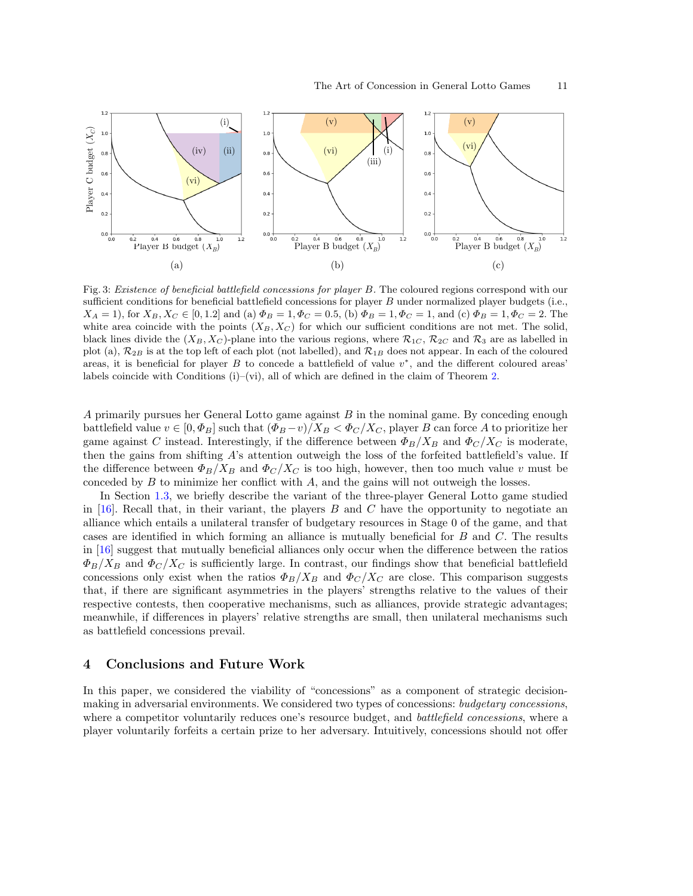Fig. 3: *Existence of beneficial battlefield concessions for player $B$.* The coloured regions correspond with our sufficient conditions for beneficial battlefield concessions for player $B$ under normalized player budgets (i.e., $X_A = 1$), for $X_B, X_C \in [0, 1.2]$ and (a) $\Phi_B = 1, \Phi_C = 0.5$, (b) $\Phi_B = 1, \Phi_C = 1$, and (c) $\Phi_B = 1, \Phi_C = 2$. The white area coincide with the points $(X_B, X_C)$ for which our sufficient conditions are not met. The solid, black lines divide the $(X_B, X_C)$-plane into the various regions, where $\mathcal{R}_{1C}$, $\mathcal{R}_{2C}$ and $\mathcal{R}_3$ are as labelled in plot (a), $\mathcal{R}_{2B}$ is at the top left of each plot (not labelled), and $\mathcal{R}_{1B}$ does not appear. In each of the coloured areas, it is beneficial for player $B$ to concede a battlefield of value $v^*$, and the different coloured areas' labels coincide with Conditions (i)–(vi), all of which are defined in the claim of Theorem 2.

$A$ primarily pursues her General Lotto game against $B$ in the nominal game. By conceding enough battlefield value $v \in [0, \Phi_B]$ such that $(\Phi_B - v)/X_B < \Phi_C/X_C$, player $B$ can force $A$ to prioritize her game against $C$ instead. Interestingly, if the difference between $\Phi_B/X_B$ and $\Phi_C/X_C$ is moderate, then the gains from shifting $A$'s attention outweigh the loss of the forfeited battlefield's value. If the difference between $\Phi_B/X_B$ and $\Phi_C/X_C$ is too high, however, then too much value $v$ must be conceded by $B$ to minimize her conflict with $A$, and the gains will not outweigh the losses.

In Section 1.3, we briefly describe the variant of the three-player General Lotto game studied in [16]. Recall that, in their variant, the players $B$ and $C$ have the opportunity to negotiate an alliance which entails a unilateral transfer of budgetary resources in Stage 0 of the game, and that cases are identified in which forming an alliance is mutually beneficial for $B$ and $C$. The results in [16] suggest that mutually beneficial alliances only occur when the difference between the ratios $\Phi_B/X_B$ and $\Phi_C/X_C$ is sufficiently large. In contrast, our findings show that beneficial battlefield concessions only exist when the ratios $\Phi_B/X_B$ and $\Phi_C/X_C$ are close. This comparison suggests that, if there are significant asymmetries in the players' strengths relative to the values of their respective contests, then cooperative mechanisms, such as alliances, provide strategic advantages; meanwhile, if differences in players' relative strengths are small, then unilateral mechanisms such as battlefield concessions prevail.

## 4 Conclusions and Future Work

In this paper, we considered the viability of "concessions" as a component of strategic decision-making in adversarial environments. We considered two types of concessions: *budgetary concessions*, where a competitor voluntarily reduces one's resource budget, and *battlefield concessions*, where a player voluntarily forfeits a certain prize to her adversary. Intuitively, concessions should not offer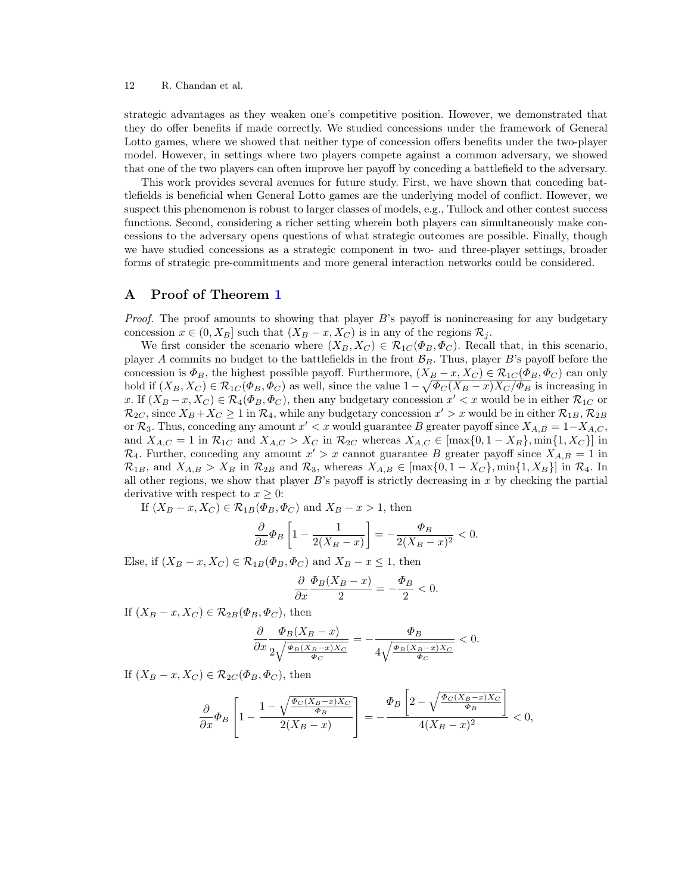strategic advantages as they weaken one's competitive position. However, we demonstrated that they do offer benefits if made correctly. We studied concessions under the framework of General Lotto games, where we showed that neither type of concession offers benefits under the two-player model. However, in settings where two players compete against a common adversary, we showed that one of the two players can often improve her payoff by conceding a battlefield to the adversary.

This work provides several avenues for future study. First, we have shown that conceding battlefields is beneficial when General Lotto games are the underlying model of conflict. However, we suspect this phenomenon is robust to larger classes of models, e.g., Tullock and other contest success functions. Second, considering a richer setting wherein both players can simultaneously make concessions to the adversary opens questions of what strategic outcomes are possible. Finally, though we have studied concessions as a strategic component in two- and three-player settings, broader forms of strategic pre-commitments and more general interaction networks could be considered.

## A Proof of Theorem 1

*Proof.* The proof amounts to showing that player $B$'s payoff is nonincreasing for any budgetary concession $x \in (0, X_B]$ such that $(X_B - x, X_C)$ is in any of the regions $\mathcal{R}_j$.

We first consider the scenario where $(X_B, X_C) \in \mathcal{R}_{1C}(\Phi_B, \Phi_C)$. Recall that, in this scenario, player $A$ commits no budget to the battlefields in the front $\mathcal{B}_B$. Thus, player $B$'s payoff before the concession is $\Phi_B$, the highest possible payoff. Furthermore, $(X_B - x, X_C) \in \mathcal{R}_{1C}(\Phi_B, \Phi_C)$ can only hold if $(X_B, X_C) \in \mathcal{R}_{1C}(\Phi_B, \Phi_C)$ as well, since the value $1 - \sqrt{\Phi_C(X_B - x)X_C/\Phi_B}$ is increasing in $x$. If $(X_B - x, X_C) \in \mathcal{R}_4(\Phi_B, \Phi_C)$, then any budgetary concession $x' < x$ would be in either $\mathcal{R}_{1C}$ or $\mathcal{R}_{2C}$, since $X_B + X_C \geq 1$ in $\mathcal{R}_4$, while any budgetary concession $x' > x$ would be in either $\mathcal{R}_{1B}$, $\mathcal{R}_{2B}$ or $\mathcal{R}_3$. Thus, conceding any amount $x' < x$ would guarantee $B$ greater payoff since $X_{A,B} = 1 - X_{A,C}$, and $X_{A,C} = 1$ in $\mathcal{R}_{1C}$ and $X_{A,C} > X_C$ in $\mathcal{R}_{2C}$ whereas $X_{A,C} \in [\max\{0, 1 - X_B\}, \min\{1, X_C\}]$ in $\mathcal{R}_4$. Further, conceding any amount $x' > x$ cannot guarantee $B$ greater payoff since $X_{A,B} = 1$ in $\mathcal{R}_{1B}$, and $X_{A,B} > X_B$ in $\mathcal{R}_{2B}$ and $\mathcal{R}_3$, whereas $X_{A,B} \in [\max\{0, 1 - X_C\}, \min\{1, X_B\}]$ in $\mathcal{R}_4$. In all other regions, we show that player $B$'s payoff is strictly decreasing in $x$ by checking the partial derivative with respect to $x \geq 0$:

If $(X_B - x, X_C) \in \mathcal{R}_{1B}(\Phi_B, \Phi_C)$ and $X_B - x > 1$, then

$$\frac{\partial}{\partial x} \Phi_B \left[1 - \frac{1}{2(X_B - x)}\right] = -\frac{\Phi_B}{2(X_B - x)^2} < 0.$$

Else, if $(X_B - x, X_C) \in \mathcal{R}_{1B}(\Phi_B, \Phi_C)$ and $X_B - x \leq 1$, then

$$\frac{\partial}{\partial x} \frac{\Phi_B(X_B - x)}{2} = -\frac{\Phi_B}{2} < 0.$$

If $(X_B - x, X_C) \in \mathcal{R}_{2B}(\Phi_B, \Phi_C)$, then

$$\frac{\partial}{\partial x} \frac{\Phi_B(X_B - x)}{2\sqrt{\frac{\Phi_B(X_B - x)X_C}{\Phi_C}}} = -\frac{\Phi_B}{4\sqrt{\frac{\Phi_B(X_B - x)X_C}{\Phi_C}}} < 0.$$

If $(X_B - x, X_C) \in \mathcal{R}_{2C}(\Phi_B, \Phi_C)$, then

$$\frac{\partial}{\partial x} \Phi_B \left[1 - \frac{1 - \sqrt{\frac{\Phi_C(X_B - x)X_C}{\Phi_B}}}{2(X_B - x)}\right] = -\frac{\Phi_B \left[2 - \sqrt{\frac{\Phi_C(X_B - x)X_C}{\Phi_B}}\right]}{4(X_B - x)^2} < 0,$$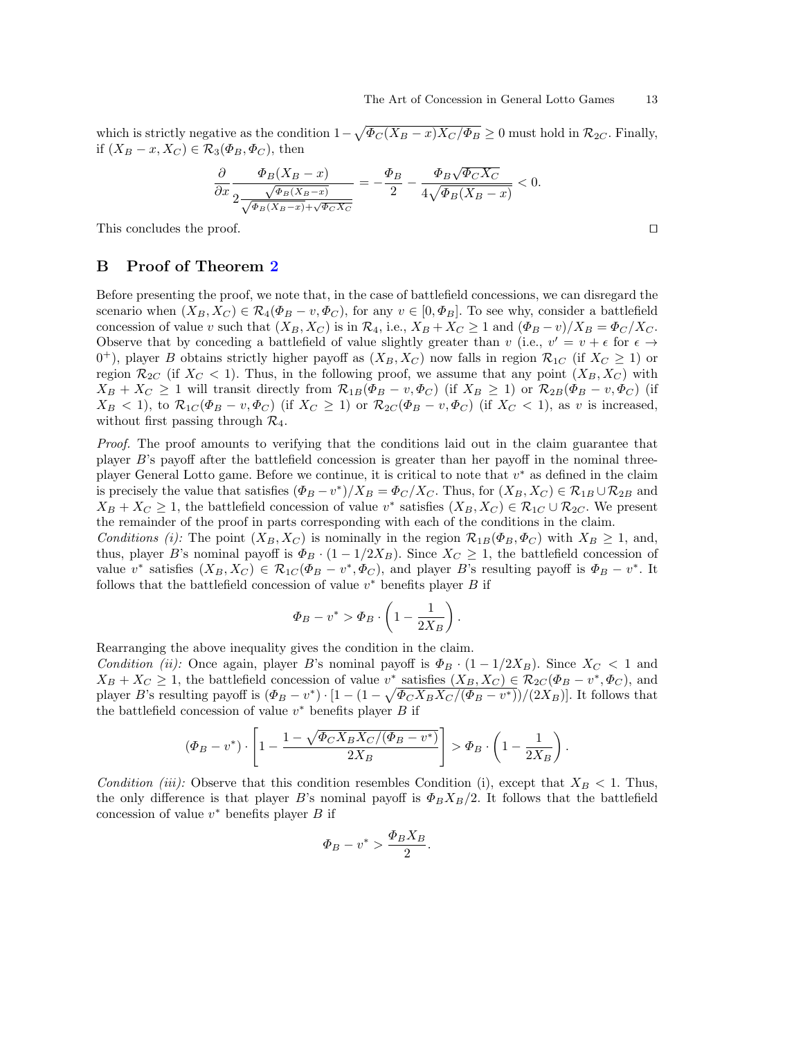which is strictly negative as the condition $1 - \sqrt{\Phi_C(X_B - x)X_C/\Phi_B} \geq 0$ must hold in $\mathcal{R}_{2C}$. Finally, if $(X_B - x, X_C) \in \mathcal{R}_3(\Phi_B, \Phi_C)$, then

$$\frac{\partial}{\partial x} \frac{\Phi_B(X_B - x)}{2\frac{\sqrt{\Phi_B(X_B-x)}}{\sqrt{\Phi_B(X_B-x)}+\sqrt{\Phi_C X_C}}} = -\frac{\Phi_B}{2} - \frac{\Phi_B\sqrt{\Phi_C X_C}}{4\sqrt{\Phi_B(X_B - x)}} < 0.$$

This concludes the proof. ◻

## B Proof of Theorem 2

Before presenting the proof, we note that, in the case of battlefield concessions, we can disregard the scenario when $(X_B, X_C) \in \mathcal{R}_4(\Phi_B - v, \Phi_C)$, for any $v \in [0, \Phi_B]$. To see why, consider a battlefield concession of value $v$ such that $(X_B, X_C)$ is in $\mathcal{R}_4$, i.e., $X_B + X_C \geq 1$ and $(\Phi_B - v)/X_B = \Phi_C/X_C$. Observe that by conceding a battlefield of value slightly greater than $v$ (i.e., $v' = v + \epsilon$ for $\epsilon \to 0^+$), player $B$ obtains strictly higher payoff as $(X_B, X_C)$ now falls in region $\mathcal{R}_{1C}$ (if $X_C \geq 1$) or region $\mathcal{R}_{2C}$ (if $X_C < 1$). Thus, in the following proof, we assume that any point $(X_B, X_C)$ with $X_B + X_C \geq 1$ will transit directly from $\mathcal{R}_{1B}(\Phi_B - v, \Phi_C)$ (if $X_B \geq 1$) or $\mathcal{R}_{2B}(\Phi_B - v, \Phi_C)$ (if $X_B < 1$), to $\mathcal{R}_{1C}(\Phi_B - v, \Phi_C)$ (if $X_C \geq 1$) or $\mathcal{R}_{2C}(\Phi_B - v, \Phi_C)$ (if $X_C < 1$), as $v$ is increased, without first passing through $\mathcal{R}_4$.

*Proof.* The proof amounts to verifying that the conditions laid out in the claim guarantee that player $B$'s payoff after the battlefield concession is greater than her payoff in the nominal three-player General Lotto game. Before we continue, it is critical to note that $v^*$ as defined in the claim is precisely the value that satisfies $(\Phi_B - v^*)/X_B = \Phi_C/X_C$. Thus, for $(X_B, X_C) \in \mathcal{R}_{1B} \cup \mathcal{R}_{2B}$ and $X_B + X_C \geq 1$, the battlefield concession of value $v^*$ satisfies $(X_B, X_C) \in \mathcal{R}_{1C} \cup \mathcal{R}_{2C}$. We present the remainder of the proof in parts corresponding with each of the conditions in the claim.

*Conditions (i):* The point $(X_B, X_C)$ is nominally in the region $\mathcal{R}_{1B}(\Phi_B, \Phi_C)$ with $X_B \geq 1$, and, thus, player $B$'s nominal payoff is $\Phi_B \cdot (1 - 1/2X_B)$. Since $X_C \geq 1$, the battlefield concession of value $v^*$ satisfies $(X_B, X_C) \in \mathcal{R}_{1C}(\Phi_B - v^*, \Phi_C)$, and player $B$'s resulting payoff is $\Phi_B - v^*$. It follows that the battlefield concession of value $v^*$ benefits player $B$ if

$$\Phi_B - v^* > \Phi_B \cdot \left(1 - \frac{1}{2X_B}\right).$$

Rearranging the above inequality gives the condition in the claim.

*Condition (ii):* Once again, player $B$'s nominal payoff is $\Phi_B \cdot (1 - 1/2X_B)$. Since $X_C < 1$ and $X_B + X_C \geq 1$, the battlefield concession of value $v^*$ satisfies $(X_B, X_C) \in \mathcal{R}_{2C}(\Phi_B - v^*, \Phi_C)$, and player $B$'s resulting payoff is $(\Phi_B - v^*) \cdot [1 - (1 - \sqrt{\Phi_C X_B X_C/(\Phi_B - v^*)})/(2X_B)]$. It follows that the battlefield concession of value $v^*$ benefits player $B$ if

$$(\Phi_B - v^*) \cdot \left[1 - \frac{1 - \sqrt{\Phi_C X_B X_C/(\Phi_B - v^*)}}{2X_B}\right] > \Phi_B \cdot \left(1 - \frac{1}{2X_B}\right).$$

*Condition (iii):* Observe that this condition resembles Condition (i), except that $X_B < 1$. Thus, the only difference is that player $B$'s nominal payoff is $\Phi_B X_B/2$. It follows that the battlefield concession of value $v^*$ benefits player $B$ if

$$\Phi_B - v^* > \frac{\Phi_B X_B}{2}.$$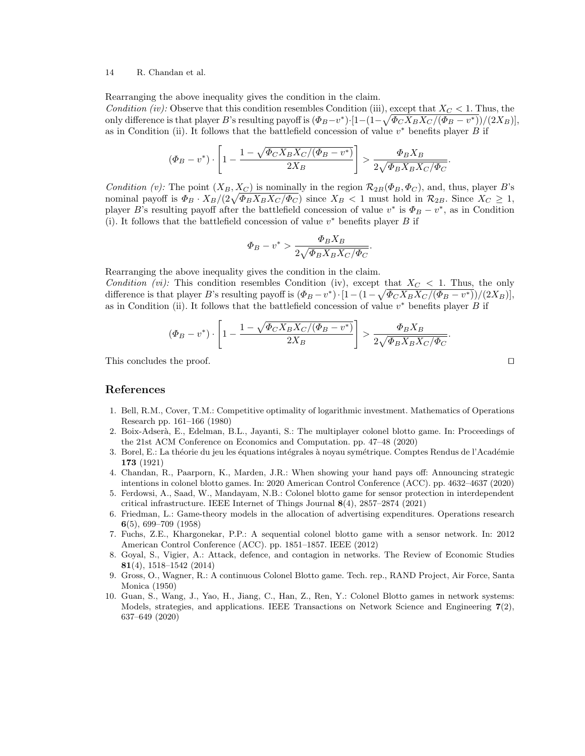Rearranging the above inequality gives the condition in the claim.

*Condition (iv):* Observe that this condition resembles Condition (iii), except that $X_C < 1$. Thus, the only difference is that player $B$'s resulting payoff is $(\Phi_B - v^*) \cdot [1 - (1 - \sqrt{\Phi_C X_B X_C / (\Phi_B - v^*)})/(2X_B)]$, as in Condition (ii). It follows that the battlefield concession of value $v^*$ benefits player $B$ if

$$(\Phi_B - v^*) \cdot \left[1 - \frac{1 - \sqrt{\Phi_C X_B X_C / (\Phi_B - v^*)}}{2X_B}\right] > \frac{\Phi_B X_B}{2\sqrt{\Phi_B X_B X_C / \Phi_C}}.$$

*Condition (v):* The point $(X_B, X_C)$ is nominally in the region $\mathcal{R}_{2B}(\Phi_B, \Phi_C)$, and, thus, player $B$'s nominal payoff is $\Phi_B \cdot X_B / (2\sqrt{\Phi_B X_B X_C / \Phi_C})$ since $X_B < 1$ must hold in $\mathcal{R}_{2B}$. Since $X_C \geq 1$, player $B$'s resulting payoff after the battlefield concession of value $v^*$ is $\Phi_B - v^*$, as in Condition (i). It follows that the battlefield concession of value $v^*$ benefits player $B$ if

$$\Phi_B - v^* > \frac{\Phi_B X_B}{2\sqrt{\Phi_B X_B X_C / \Phi_C}}.$$

Rearranging the above inequality gives the condition in the claim.

*Condition (vi):* This condition resembles Condition (iv), except that $X_C < 1$. Thus, the only difference is that player $B$'s resulting payoff is $(\Phi_B - v^*) \cdot [1 - (1 - \sqrt{\Phi_C X_B X_C / (\Phi_B - v^*)})/(2X_B)]$, as in Condition (ii). It follows that the battlefield concession of value $v^*$ benefits player $B$ if

$$(\Phi_B - v^*) \cdot \left[1 - \frac{1 - \sqrt{\Phi_C X_B X_C / (\Phi_B - v^*)}}{2X_B}\right] > \frac{\Phi_B X_B}{2\sqrt{\Phi_B X_B X_C / \Phi_C}}.$$

This concludes the proof. ◻

## References

1. Bell, R.M., Cover, T.M.: Competitive optimality of logarithmic investment. Mathematics of Operations Research pp. 161–166 (1980)
2. Boix-Adserà, E., Edelman, B.L., Jayanti, S.: The multiplayer colonel blotto game. In: Proceedings of the 21st ACM Conference on Economics and Computation. pp. 47–48 (2020)
3. Borel, E.: La théorie du jeu les équations intégrales à noyau symétrique. Comptes Rendus de l'Académie **173** (1921)
4. Chandan, R., Paarporn, K., Marden, J.R.: When showing your hand pays off: Announcing strategic intentions in colonel blotto games. In: 2020 American Control Conference (ACC). pp. 4632–4637 (2020)
5. Ferdowsi, A., Saad, W., Mandayam, N.B.: Colonel blotto game for sensor protection in interdependent critical infrastructure. IEEE Internet of Things Journal **8**(4), 2857–2874 (2021)
6. Friedman, L.: Game-theory models in the allocation of advertising expenditures. Operations research **6**(5), 699–709 (1958)
7. Fuchs, Z.E., Khargonekar, P.P.: A sequential colonel blotto game with a sensor network. In: 2012 American Control Conference (ACC). pp. 1851–1857. IEEE (2012)
8. Goyal, S., Vigier, A.: Attack, defence, and contagion in networks. The Review of Economic Studies **81**(4), 1518–1542 (2014)
9. Gross, O., Wagner, R.: A continuous Colonel Blotto game. Tech. rep., RAND Project, Air Force, Santa Monica (1950)
10. Guan, S., Wang, J., Yao, H., Jiang, C., Han, Z., Ren, Y.: Colonel Blotto games in network systems: Models, strategies, and applications. IEEE Transactions on Network Science and Engineering **7**(2), 637–649 (2020)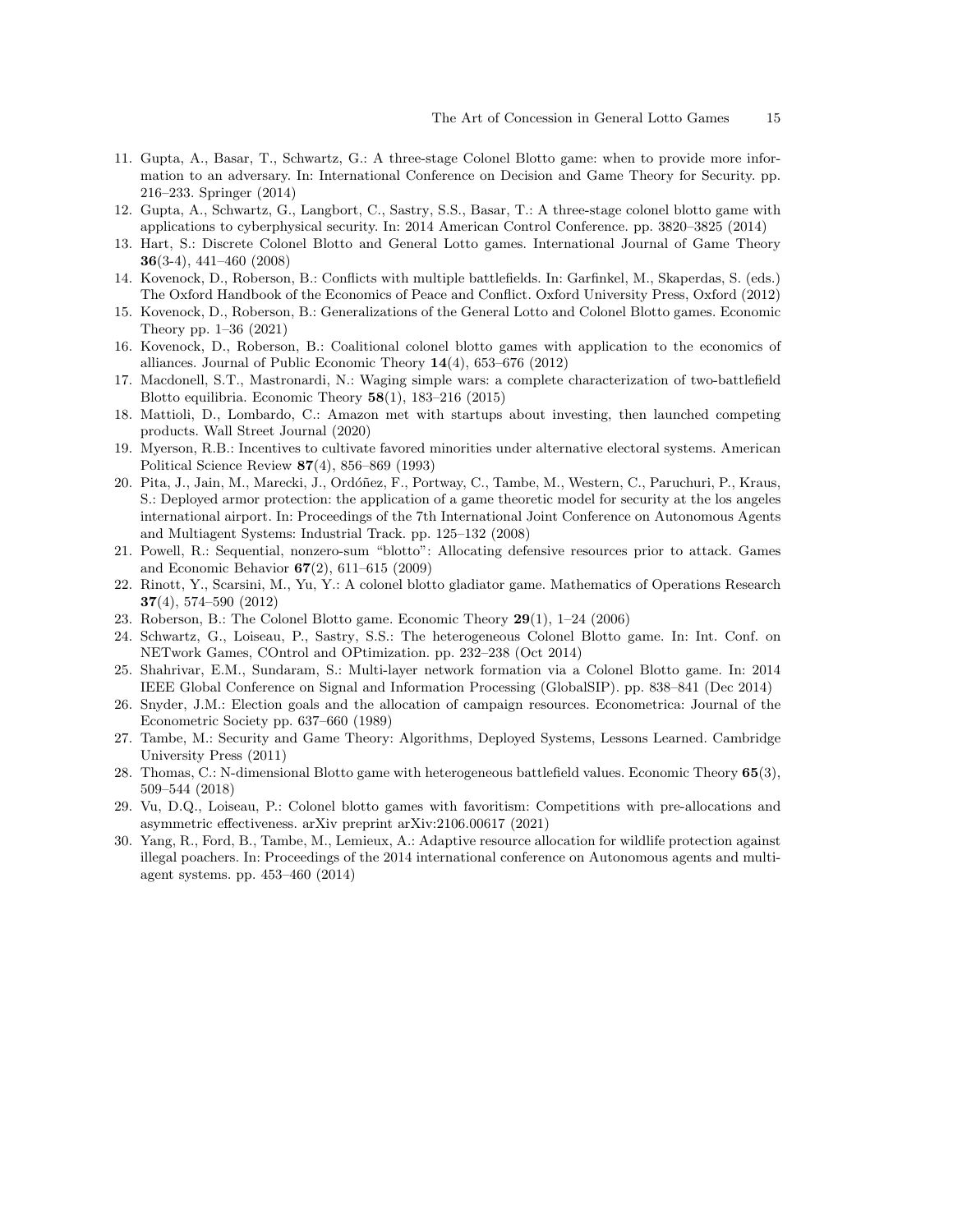11. Gupta, A., Basar, T., Schwartz, G.: A three-stage Colonel Blotto game: when to provide more information to an adversary. In: International Conference on Decision and Game Theory for Security. pp. 216–233. Springer (2014)
12. Gupta, A., Schwartz, G., Langbort, C., Sastry, S.S., Basar, T.: A three-stage colonel blotto game with applications to cyberphysical security. In: 2014 American Control Conference. pp. 3820–3825 (2014)
13. Hart, S.: Discrete Colonel Blotto and General Lotto games. International Journal of Game Theory **36**(3-4), 441–460 (2008)
14. Kovenock, D., Roberson, B.: Conflicts with multiple battlefields. In: Garfinkel, M., Skaperdas, S. (eds.) The Oxford Handbook of the Economics of Peace and Conflict. Oxford University Press, Oxford (2012)
15. Kovenock, D., Roberson, B.: Generalizations of the General Lotto and Colonel Blotto games. Economic Theory pp. 1–36 (2021)
16. Kovenock, D., Roberson, B.: Coalitional colonel blotto games with application to the economics of alliances. Journal of Public Economic Theory **14**(4), 653–676 (2012)
17. Macdonell, S.T., Mastronardi, N.: Waging simple wars: a complete characterization of two-battlefield Blotto equilibria. Economic Theory **58**(1), 183–216 (2015)
18. Mattioli, D., Lombardo, C.: Amazon met with startups about investing, then launched competing products. Wall Street Journal (2020)
19. Myerson, R.B.: Incentives to cultivate favored minorities under alternative electoral systems. American Political Science Review **87**(4), 856–869 (1993)
20. Pita, J., Jain, M., Marecki, J., Ordóñez, F., Portway, C., Tambe, M., Western, C., Paruchuri, P., Kraus, S.: Deployed armor protection: the application of a game theoretic model for security at the los angeles international airport. In: Proceedings of the 7th International Joint Conference on Autonomous Agents and Multiagent Systems: Industrial Track. pp. 125–132 (2008)
21. Powell, R.: Sequential, nonzero-sum "blotto": Allocating defensive resources prior to attack. Games and Economic Behavior **67**(2), 611–615 (2009)
22. Rinott, Y., Scarsini, M., Yu, Y.: A colonel blotto gladiator game. Mathematics of Operations Research **37**(4), 574–590 (2012)
23. Roberson, B.: The Colonel Blotto game. Economic Theory **29**(1), 1–24 (2006)
24. Schwartz, G., Loiseau, P., Sastry, S.S.: The heterogeneous Colonel Blotto game. In: Int. Conf. on NETwork Games, COntrol and OPtimization. pp. 232–238 (Oct 2014)
25. Shahrivar, E.M., Sundaram, S.: Multi-layer network formation via a Colonel Blotto game. In: 2014 IEEE Global Conference on Signal and Information Processing (GlobalSIP). pp. 838–841 (Dec 2014)
26. Snyder, J.M.: Election goals and the allocation of campaign resources. Econometrica: Journal of the Econometric Society pp. 637–660 (1989)
27. Tambe, M.: Security and Game Theory: Algorithms, Deployed Systems, Lessons Learned. Cambridge University Press (2011)
28. Thomas, C.: N-dimensional Blotto game with heterogeneous battlefield values. Economic Theory **65**(3), 509–544 (2018)
29. Vu, D.Q., Loiseau, P.: Colonel blotto games with favoritism: Competitions with pre-allocations and asymmetric effectiveness. arXiv preprint arXiv:2106.00617 (2021)
30. Yang, R., Ford, B., Tambe, M., Lemieux, A.: Adaptive resource allocation for wildlife protection against illegal poachers. In: Proceedings of the 2014 international conference on Autonomous agents and multi-agent systems. pp. 453–460 (2014)